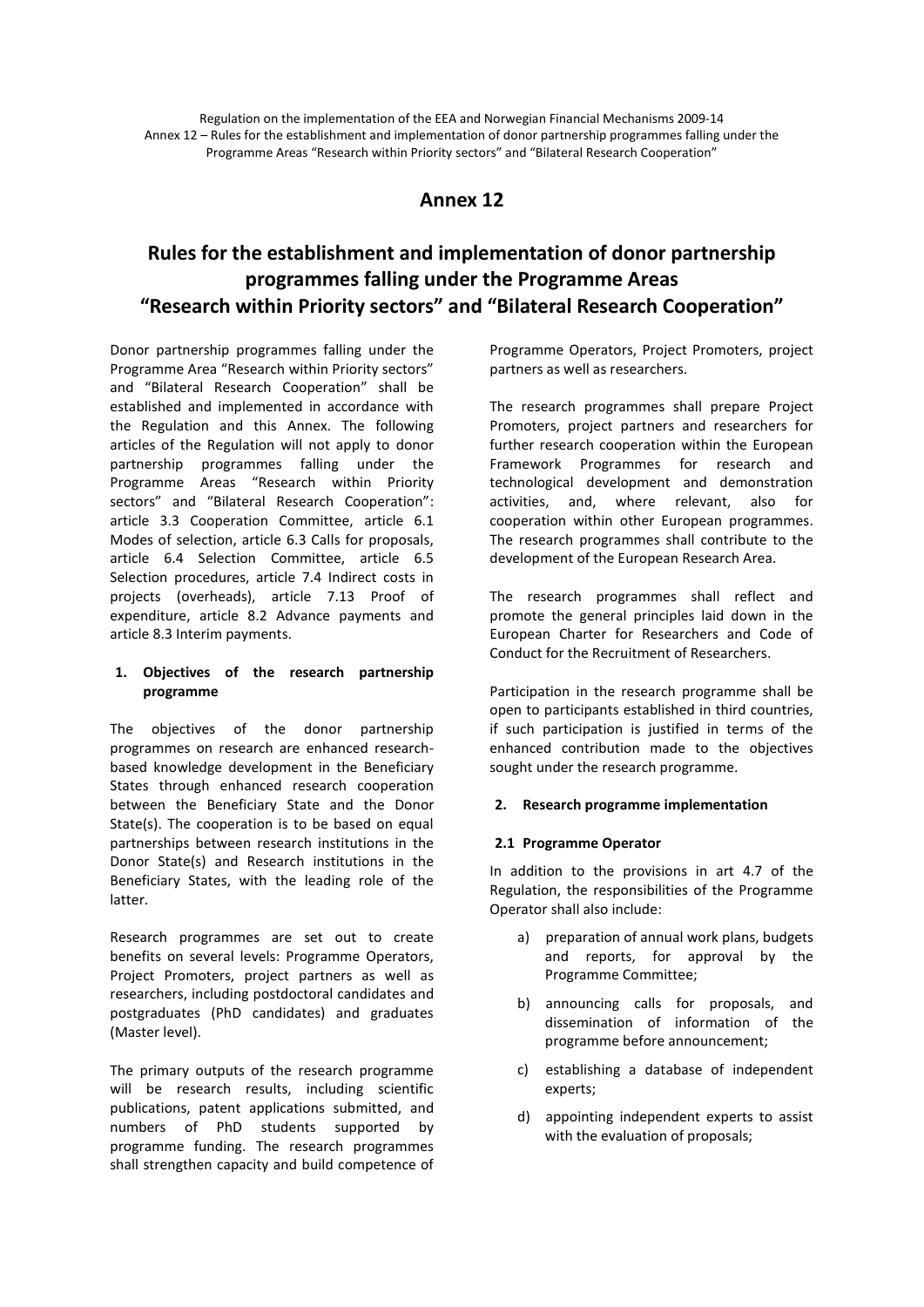# Annex 12

# Rules for the establishment and implementation of donor partnership programmes falling under the Programme Areas "Research within Priority sectors" and "Bilateral Research Cooperation"

Donor partnership programmes falling under the Programme Area "Research within Priority sectors" and "Bilateral Research Cooperation" shall be established and implemented in accordance with the Regulation and this Annex. The following articles of the Regulation will not apply to donor partnership programmes falling under the Programme Areas "Research within Priority sectors" and "Bilateral Research Cooperation": article 3.3 Cooperation Committee, article 6.1 Modes of selection, article 6.3 Calls for proposals, article 6.4 Selection Committee, article 6.5 Selection procedures, article 7.4 Indirect costs in projects (overheads), article 7.13 Proof of expenditure, article 8.2 Advance payments and article 8.3 Interim payments.

## 1. Objectives of the research partnership programme

The objectives of the donor partnership programmes on research are enhanced research-based knowledge development in the Beneficiary States through enhanced research cooperation between the Beneficiary State and the Donor State(s). The cooperation is to be based on equal partnerships between research institutions in the Donor State(s) and Research institutions in the Beneficiary States, with the leading role of the latter.

Research programmes are set out to create benefits on several levels: Programme Operators, Project Promoters, project partners as well as researchers, including postdoctoral candidates and postgraduates (PhD candidates) and graduates (Master level).

The primary outputs of the research programme will be research results, including scientific publications, patent applications submitted, and numbers of PhD students supported by programme funding. The research programmes shall strengthen capacity and build competence of Programme Operators, Project Promoters, project partners as well as researchers.

The research programmes shall prepare Project Promoters, project partners and researchers for further research cooperation within the European Framework Programmes for research and technological development and demonstration activities, and, where relevant, also for cooperation within other European programmes. The research programmes shall contribute to the development of the European Research Area.

The research programmes shall reflect and promote the general principles laid down in the European Charter for Researchers and Code of Conduct for the Recruitment of Researchers.

Participation in the research programme shall be open to participants established in third countries, if such participation is justified in terms of the enhanced contribution made to the objectives sought under the research programme.

## 2. Research programme implementation

### 2.1 Programme Operator

In addition to the provisions in art 4.7 of the Regulation, the responsibilities of the Programme Operator shall also include:

a) preparation of annual work plans, budgets and reports, for approval by the Programme Committee;

b) announcing calls for proposals, and dissemination of information of the programme before announcement;

c) establishing a database of independent experts;

d) appointing independent experts to assist with the evaluation of proposals;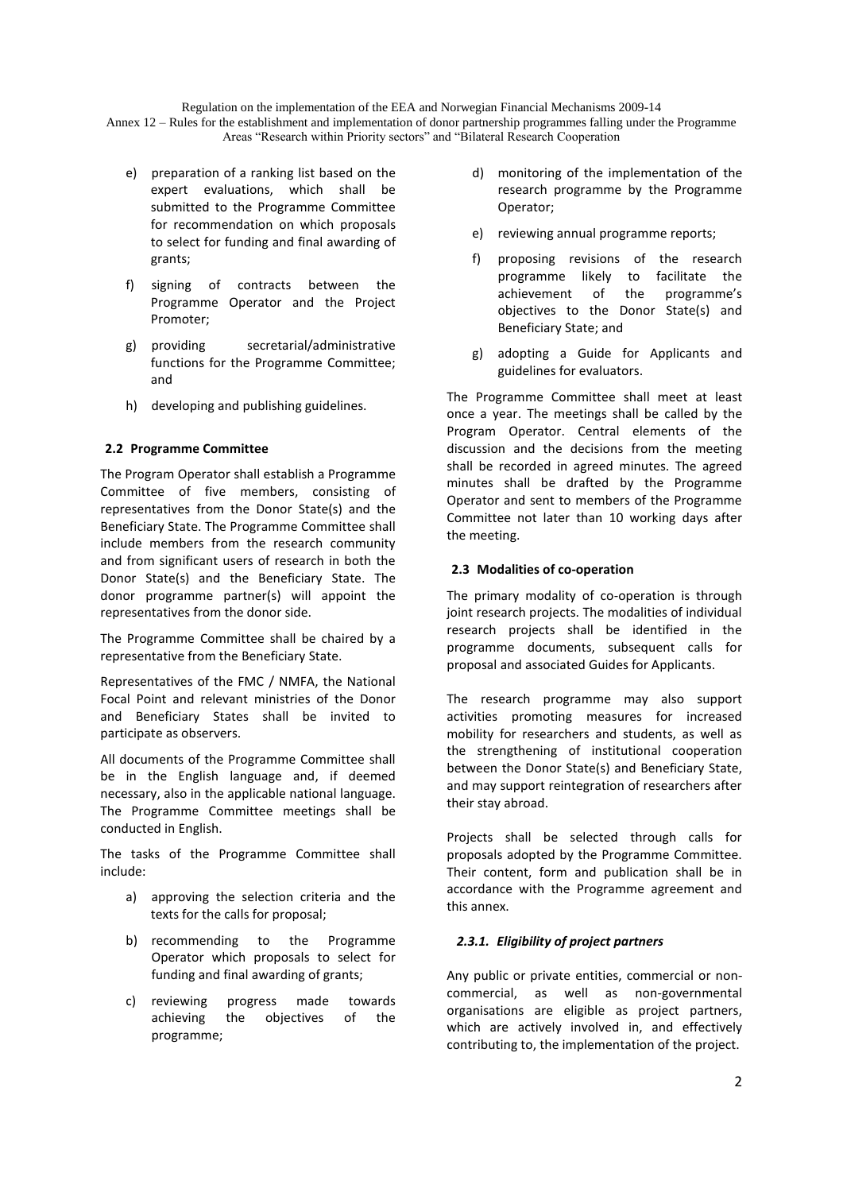e) preparation of a ranking list based on the expert evaluations, which shall be submitted to the Programme Committee for recommendation on which proposals to select for funding and final awarding of grants;

f) signing of contracts between the Programme Operator and the Project Promoter;

g) providing secretarial/administrative functions for the Programme Committee; and

h) developing and publishing guidelines.

### 2.2 Programme Committee

The Program Operator shall establish a Programme Committee of five members, consisting of representatives from the Donor State(s) and the Beneficiary State. The Programme Committee shall include members from the research community and from significant users of research in both the Donor State(s) and the Beneficiary State. The donor programme partner(s) will appoint the representatives from the donor side.

The Programme Committee shall be chaired by a representative from the Beneficiary State.

Representatives of the FMC / NMFA, the National Focal Point and relevant ministries of the Donor and Beneficiary States shall be invited to participate as observers.

All documents of the Programme Committee shall be in the English language and, if deemed necessary, also in the applicable national language. The Programme Committee meetings shall be conducted in English.

The tasks of the Programme Committee shall include:

a) approving the selection criteria and the texts for the calls for proposal;

b) recommending to the Programme Operator which proposals to select for funding and final awarding of grants;

c) reviewing progress made towards achieving the objectives of the programme;

d) monitoring of the implementation of the research programme by the Programme Operator;

e) reviewing annual programme reports;

f) proposing revisions of the research programme likely to facilitate the achievement of the programme's objectives to the Donor State(s) and Beneficiary State; and

g) adopting a Guide for Applicants and guidelines for evaluators.

The Programme Committee shall meet at least once a year. The meetings shall be called by the Program Operator. Central elements of the discussion and the decisions from the meeting shall be recorded in agreed minutes. The agreed minutes shall be drafted by the Programme Operator and sent to members of the Programme Committee not later than 10 working days after the meeting.

### 2.3 Modalities of co-operation

The primary modality of co-operation is through joint research projects. The modalities of individual research projects shall be identified in the programme documents, subsequent calls for proposal and associated Guides for Applicants.

The research programme may also support activities promoting measures for increased mobility for researchers and students, as well as the strengthening of institutional cooperation between the Donor State(s) and Beneficiary State, and may support reintegration of researchers after their stay abroad.

Projects shall be selected through calls for proposals adopted by the Programme Committee. Their content, form and publication shall be in accordance with the Programme agreement and this annex.

#### *2.3.1. Eligibility of project partners*

Any public or private entities, commercial or non-commercial, as well as non-governmental organisations are eligible as project partners, which are actively involved in, and effectively contributing to, the implementation of the project.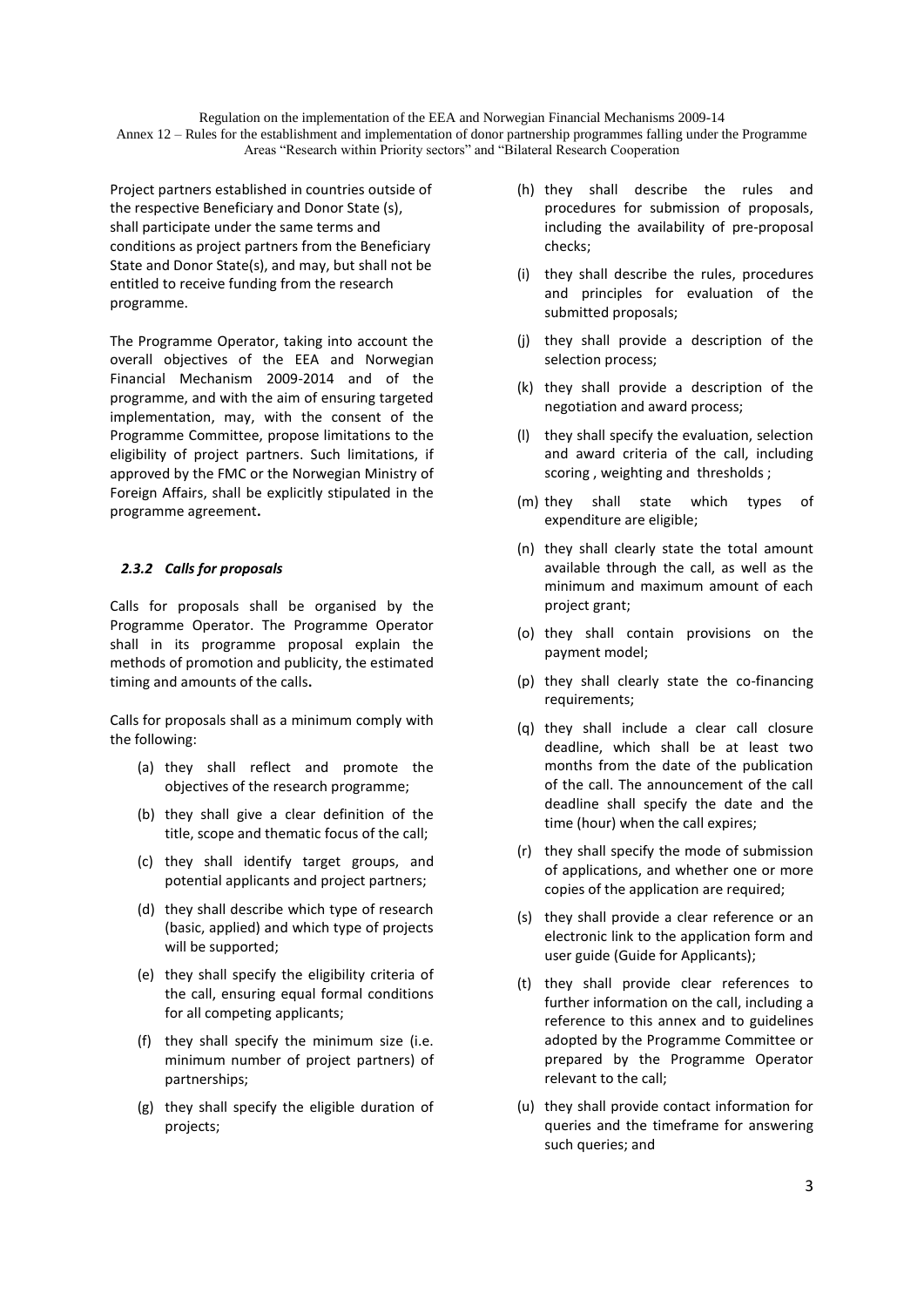Project partners established in countries outside of the respective Beneficiary and Donor State (s), shall participate under the same terms and conditions as project partners from the Beneficiary State and Donor State(s), and may, but shall not be entitled to receive funding from the research programme.

The Programme Operator, taking into account the overall objectives of the EEA and Norwegian Financial Mechanism 2009-2014 and of the programme, and with the aim of ensuring targeted implementation, may, with the consent of the Programme Committee, propose limitations to the eligibility of project partners. Such limitations, if approved by the FMC or the Norwegian Ministry of Foreign Affairs, shall be explicitly stipulated in the programme agreement**.**

### *2.3.2 Calls for proposals*

Calls for proposals shall be organised by the Programme Operator. The Programme Operator shall in its programme proposal explain the methods of promotion and publicity, the estimated timing and amounts of the calls**.**

Calls for proposals shall as a minimum comply with the following:

(a) they shall reflect and promote the objectives of the research programme;

(b) they shall give a clear definition of the title, scope and thematic focus of the call;

(c) they shall identify target groups, and potential applicants and project partners;

(d) they shall describe which type of research (basic, applied) and which type of projects will be supported;

(e) they shall specify the eligibility criteria of the call, ensuring equal formal conditions for all competing applicants;

(f) they shall specify the minimum size (i.e. minimum number of project partners) of partnerships;

(g) they shall specify the eligible duration of projects;

(h) they shall describe the rules and procedures for submission of proposals, including the availability of pre-proposal checks;

(i) they shall describe the rules, procedures and principles for evaluation of the submitted proposals;

(j) they shall provide a description of the selection process;

(k) they shall provide a description of the negotiation and award process;

(l) they shall specify the evaluation, selection and award criteria of the call, including scoring , weighting and thresholds ;

(m) they shall state which types of expenditure are eligible;

(n) they shall clearly state the total amount available through the call, as well as the minimum and maximum amount of each project grant;

(o) they shall contain provisions on the payment model;

(p) they shall clearly state the co-financing requirements;

(q) they shall include a clear call closure deadline, which shall be at least two months from the date of the publication of the call. The announcement of the call deadline shall specify the date and the time (hour) when the call expires;

(r) they shall specify the mode of submission of applications, and whether one or more copies of the application are required;

(s) they shall provide a clear reference or an electronic link to the application form and user guide (Guide for Applicants);

(t) they shall provide clear references to further information on the call, including a reference to this annex and to guidelines adopted by the Programme Committee or prepared by the Programme Operator relevant to the call;

(u) they shall provide contact information for queries and the timeframe for answering such queries; and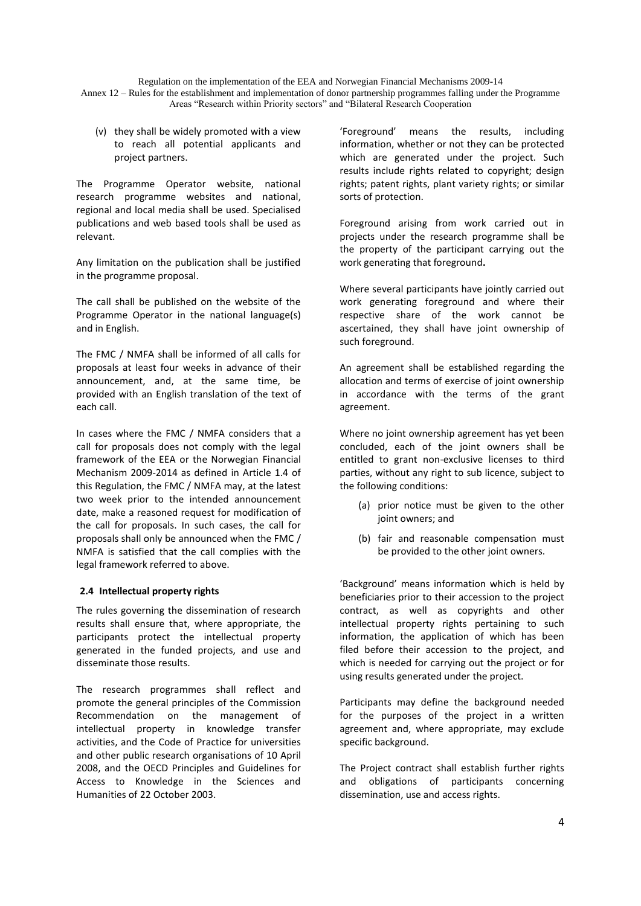(v) they shall be widely promoted with a view to reach all potential applicants and project partners.

The Programme Operator website, national research programme websites and national, regional and local media shall be used. Specialised publications and web based tools shall be used as relevant.

Any limitation on the publication shall be justified in the programme proposal.

The call shall be published on the website of the Programme Operator in the national language(s) and in English.

The FMC / NMFA shall be informed of all calls for proposals at least four weeks in advance of their announcement, and, at the same time, be provided with an English translation of the text of each call.

In cases where the FMC / NMFA considers that a call for proposals does not comply with the legal framework of the EEA or the Norwegian Financial Mechanism 2009-2014 as defined in Article 1.4 of this Regulation, the FMC / NMFA may, at the latest two week prior to the intended announcement date, make a reasoned request for modification of the call for proposals. In such cases, the call for proposals shall only be announced when the FMC / NMFA is satisfied that the call complies with the legal framework referred to above.

### 2.4 Intellectual property rights

The rules governing the dissemination of research results shall ensure that, where appropriate, the participants protect the intellectual property generated in the funded projects, and use and disseminate those results.

The research programmes shall reflect and promote the general principles of the Commission Recommendation on the management of intellectual property in knowledge transfer activities, and the Code of Practice for universities and other public research organisations of 10 April 2008, and the OECD Principles and Guidelines for Access to Knowledge in the Sciences and Humanities of 22 October 2003.

'Foreground' means the results, including information, whether or not they can be protected which are generated under the project. Such results include rights related to copyright; design rights; patent rights, plant variety rights; or similar sorts of protection.

Foreground arising from work carried out in projects under the research programme shall be the property of the participant carrying out the work generating that foreground**.**

Where several participants have jointly carried out work generating foreground and where their respective share of the work cannot be ascertained, they shall have joint ownership of such foreground.

An agreement shall be established regarding the allocation and terms of exercise of joint ownership in accordance with the terms of the grant agreement.

Where no joint ownership agreement has yet been concluded, each of the joint owners shall be entitled to grant non-exclusive licenses to third parties, without any right to sub licence, subject to the following conditions:

(a) prior notice must be given to the other joint owners; and

(b) fair and reasonable compensation must be provided to the other joint owners.

'Background' means information which is held by beneficiaries prior to their accession to the project contract, as well as copyrights and other intellectual property rights pertaining to such information, the application of which has been filed before their accession to the project, and which is needed for carrying out the project or for using results generated under the project.

Participants may define the background needed for the purposes of the project in a written agreement and, where appropriate, may exclude specific background.

The Project contract shall establish further rights and obligations of participants concerning dissemination, use and access rights.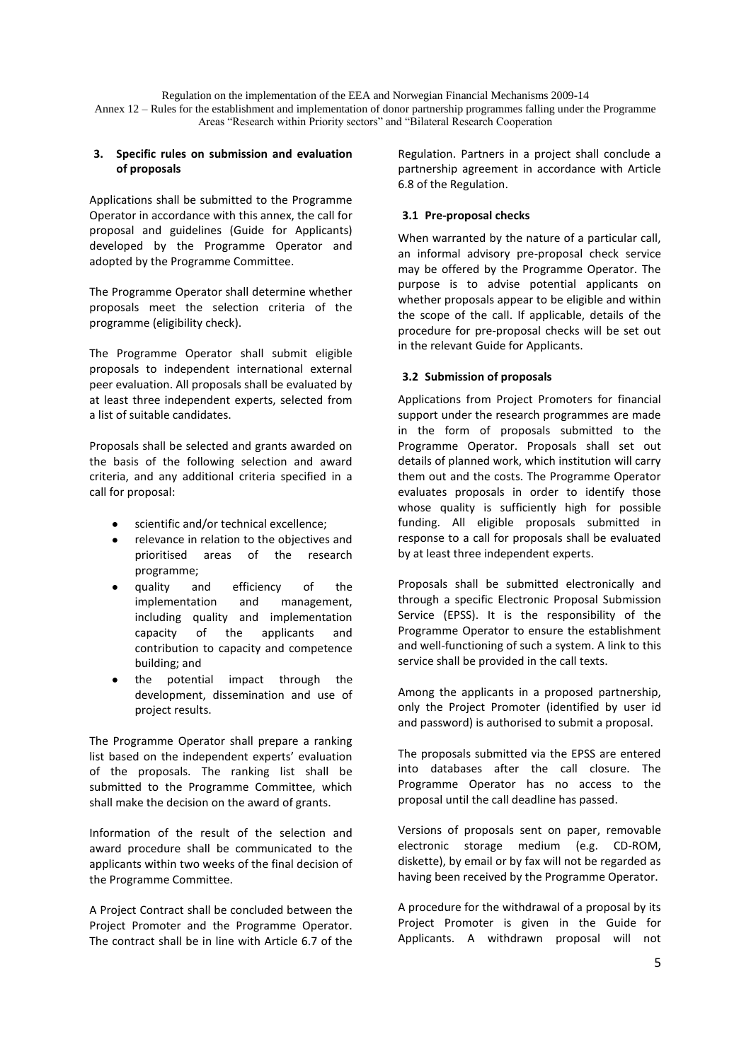## 3. Specific rules on submission and evaluation of proposals

Applications shall be submitted to the Programme Operator in accordance with this annex, the call for proposal and guidelines (Guide for Applicants) developed by the Programme Operator and adopted by the Programme Committee.

The Programme Operator shall determine whether proposals meet the selection criteria of the programme (eligibility check).

The Programme Operator shall submit eligible proposals to independent international external peer evaluation. All proposals shall be evaluated by at least three independent experts, selected from a list of suitable candidates.

Proposals shall be selected and grants awarded on the basis of the following selection and award criteria, and any additional criteria specified in a call for proposal:

- scientific and/or technical excellence;
- relevance in relation to the objectives and prioritised areas of the research programme;
- quality and efficiency of the implementation and management, including quality and implementation capacity of the applicants and contribution to capacity and competence building; and
- the potential impact through the development, dissemination and use of project results.

The Programme Operator shall prepare a ranking list based on the independent experts' evaluation of the proposals. The ranking list shall be submitted to the Programme Committee, which shall make the decision on the award of grants.

Information of the result of the selection and award procedure shall be communicated to the applicants within two weeks of the final decision of the Programme Committee.

A Project Contract shall be concluded between the Project Promoter and the Programme Operator. The contract shall be in line with Article 6.7 of the Regulation. Partners in a project shall conclude a partnership agreement in accordance with Article 6.8 of the Regulation.

### 3.1 Pre-proposal checks

When warranted by the nature of a particular call, an informal advisory pre-proposal check service may be offered by the Programme Operator. The purpose is to advise potential applicants on whether proposals appear to be eligible and within the scope of the call. If applicable, details of the procedure for pre-proposal checks will be set out in the relevant Guide for Applicants.

### 3.2 Submission of proposals

Applications from Project Promoters for financial support under the research programmes are made in the form of proposals submitted to the Programme Operator. Proposals shall set out details of planned work, which institution will carry them out and the costs. The Programme Operator evaluates proposals in order to identify those whose quality is sufficiently high for possible funding. All eligible proposals submitted in response to a call for proposals shall be evaluated by at least three independent experts.

Proposals shall be submitted electronically and through a specific Electronic Proposal Submission Service (EPSS). It is the responsibility of the Programme Operator to ensure the establishment and well-functioning of such a system. A link to this service shall be provided in the call texts.

Among the applicants in a proposed partnership, only the Project Promoter (identified by user id and password) is authorised to submit a proposal.

The proposals submitted via the EPSS are entered into databases after the call closure. The Programme Operator has no access to the proposal until the call deadline has passed.

Versions of proposals sent on paper, removable electronic storage medium (e.g. CD-ROM, diskette), by email or by fax will not be regarded as having been received by the Programme Operator.

A procedure for the withdrawal of a proposal by its Project Promoter is given in the Guide for Applicants. A withdrawn proposal will not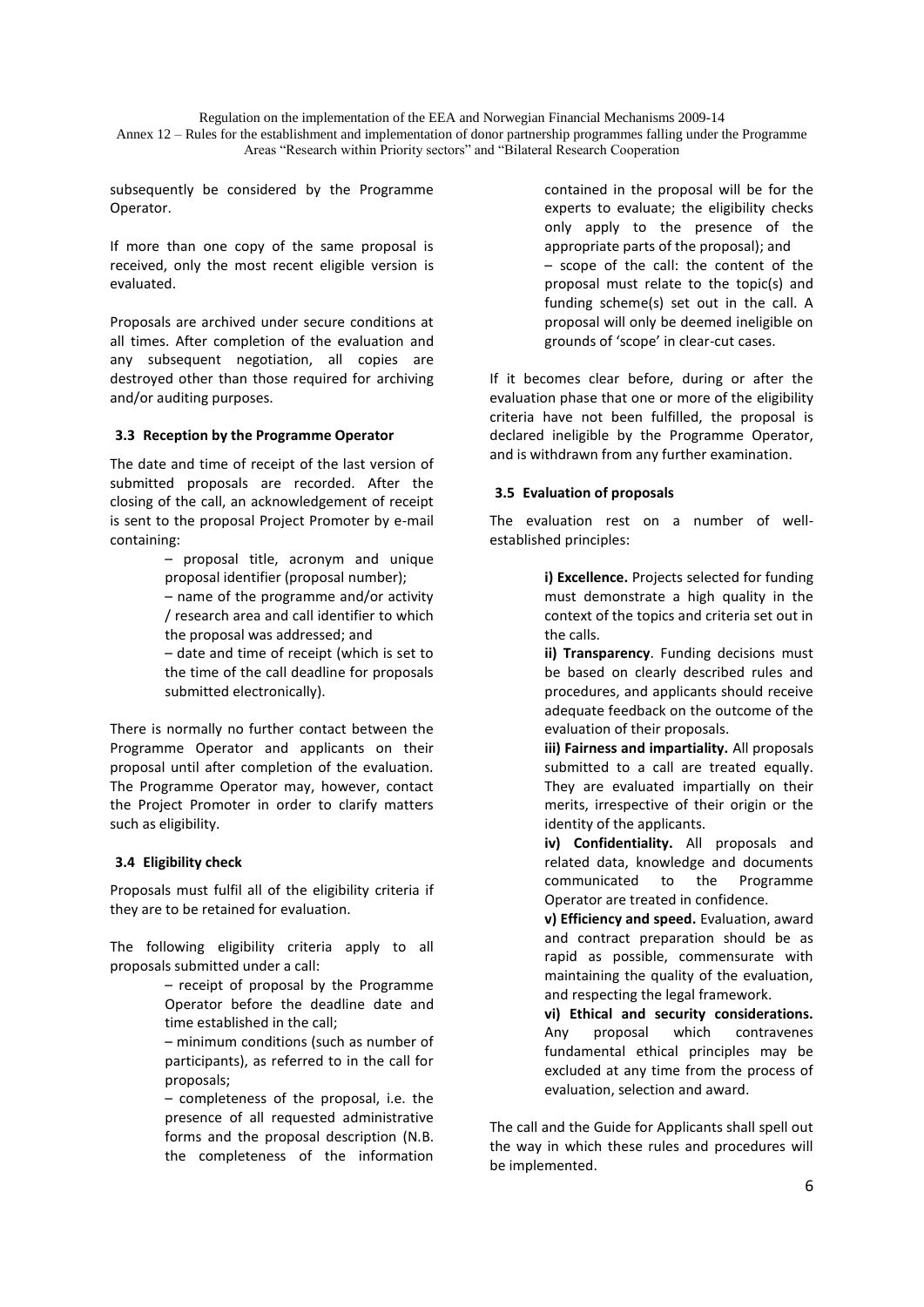subsequently be considered by the Programme Operator.

If more than one copy of the same proposal is received, only the most recent eligible version is evaluated.

Proposals are archived under secure conditions at all times. After completion of the evaluation and any subsequent negotiation, all copies are destroyed other than those required for archiving and/or auditing purposes.

### 3.3 Reception by the Programme Operator

The date and time of receipt of the last version of submitted proposals are recorded. After the closing of the call, an acknowledgement of receipt is sent to the proposal Project Promoter by e-mail containing:

– proposal title, acronym and unique proposal identifier (proposal number);
– name of the programme and/or activity / research area and call identifier to which the proposal was addressed; and
– date and time of receipt (which is set to the time of the call deadline for proposals submitted electronically).

There is normally no further contact between the Programme Operator and applicants on their proposal until after completion of the evaluation. The Programme Operator may, however, contact the Project Promoter in order to clarify matters such as eligibility.

### 3.4 Eligibility check

Proposals must fulfil all of the eligibility criteria if they are to be retained for evaluation.

The following eligibility criteria apply to all proposals submitted under a call:

– receipt of proposal by the Programme Operator before the deadline date and time established in the call;
– minimum conditions (such as number of participants), as referred to in the call for proposals;
– completeness of the proposal, i.e. the presence of all requested administrative forms and the proposal description (N.B. the completeness of the information contained in the proposal will be for the experts to evaluate; the eligibility checks only apply to the presence of the appropriate parts of the proposal); and
– scope of the call: the content of the proposal must relate to the topic(s) and funding scheme(s) set out in the call. A proposal will only be deemed ineligible on grounds of 'scope' in clear-cut cases.

If it becomes clear before, during or after the evaluation phase that one or more of the eligibility criteria have not been fulfilled, the proposal is declared ineligible by the Programme Operator, and is withdrawn from any further examination.

### 3.5 Evaluation of proposals

The evaluation rest on a number of well-established principles:

**i) Excellence.** Projects selected for funding must demonstrate a high quality in the context of the topics and criteria set out in the calls.

**ii) Transparency**. Funding decisions must be based on clearly described rules and procedures, and applicants should receive adequate feedback on the outcome of the evaluation of their proposals.

**iii) Fairness and impartiality.** All proposals submitted to a call are treated equally. They are evaluated impartially on their merits, irrespective of their origin or the identity of the applicants.

**iv) Confidentiality.** All proposals and related data, knowledge and documents communicated to the Programme Operator are treated in confidence.

**v) Efficiency and speed.** Evaluation, award and contract preparation should be as rapid as possible, commensurate with maintaining the quality of the evaluation, and respecting the legal framework.

**vi) Ethical and security considerations.** Any proposal which contravenes fundamental ethical principles may be excluded at any time from the process of evaluation, selection and award.

The call and the Guide for Applicants shall spell out the way in which these rules and procedures will be implemented.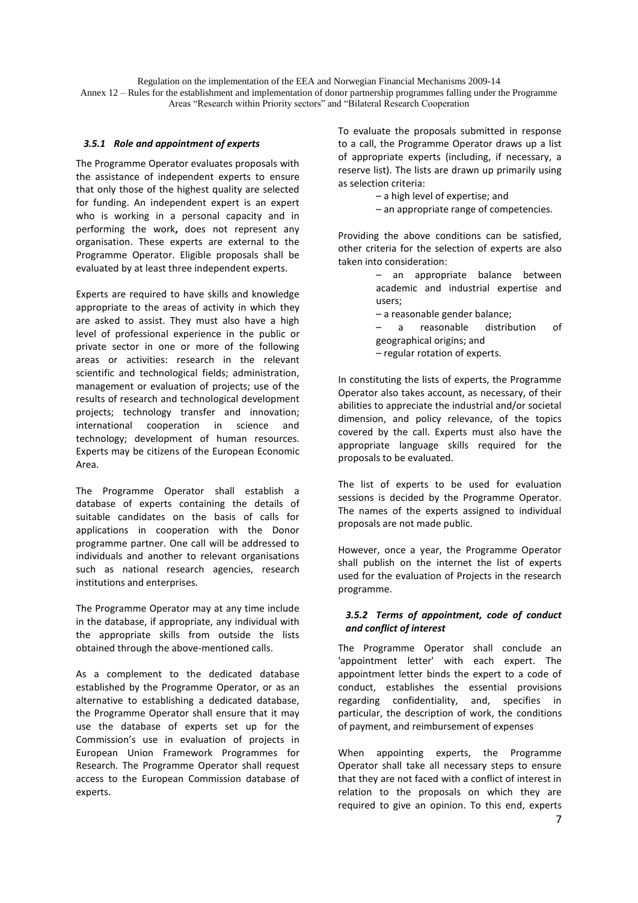### *3.5.1 Role and appointment of experts*

The Programme Operator evaluates proposals with the assistance of independent experts to ensure that only those of the highest quality are selected for funding. An independent expert is an expert who is working in a personal capacity and in performing the work, does not represent any organisation. These experts are external to the Programme Operator. Eligible proposals shall be evaluated by at least three independent experts.

Experts are required to have skills and knowledge appropriate to the areas of activity in which they are asked to assist. They must also have a high level of professional experience in the public or private sector in one or more of the following areas or activities: research in the relevant scientific and technological fields; administration, management or evaluation of projects; use of the results of research and technological development projects; technology transfer and innovation; international cooperation in science and technology; development of human resources. Experts may be citizens of the European Economic Area.

The Programme Operator shall establish a database of experts containing the details of suitable candidates on the basis of calls for applications in cooperation with the Donor programme partner. One call will be addressed to individuals and another to relevant organisations such as national research agencies, research institutions and enterprises.

The Programme Operator may at any time include in the database, if appropriate, any individual with the appropriate skills from outside the lists obtained through the above-mentioned calls.

As a complement to the dedicated database established by the Programme Operator, or as an alternative to establishing a dedicated database, the Programme Operator shall ensure that it may use the database of experts set up for the Commission's use in evaluation of projects in European Union Framework Programmes for Research. The Programme Operator shall request access to the European Commission database of experts.

To evaluate the proposals submitted in response to a call, the Programme Operator draws up a list of appropriate experts (including, if necessary, a reserve list). The lists are drawn up primarily using as selection criteria:

– a high level of expertise; and
– an appropriate range of competencies.

Providing the above conditions can be satisfied, other criteria for the selection of experts are also taken into consideration:

– an appropriate balance between academic and industrial expertise and users;
– a reasonable gender balance;
– a reasonable distribution of geographical origins; and
– regular rotation of experts.

In constituting the lists of experts, the Programme Operator also takes account, as necessary, of their abilities to appreciate the industrial and/or societal dimension, and policy relevance, of the topics covered by the call. Experts must also have the appropriate language skills required for the proposals to be evaluated.

The list of experts to be used for evaluation sessions is decided by the Programme Operator. The names of the experts assigned to individual proposals are not made public.

However, once a year, the Programme Operator shall publish on the internet the list of experts used for the evaluation of Projects in the research programme.

### *3.5.2 Terms of appointment, code of conduct and conflict of interest*

The Programme Operator shall conclude an 'appointment letter' with each expert. The appointment letter binds the expert to a code of conduct, establishes the essential provisions regarding confidentiality, and, specifies in particular, the description of work, the conditions of payment, and reimbursement of expenses

When appointing experts, the Programme Operator shall take all necessary steps to ensure that they are not faced with a conflict of interest in relation to the proposals on which they are required to give an opinion. To this end, experts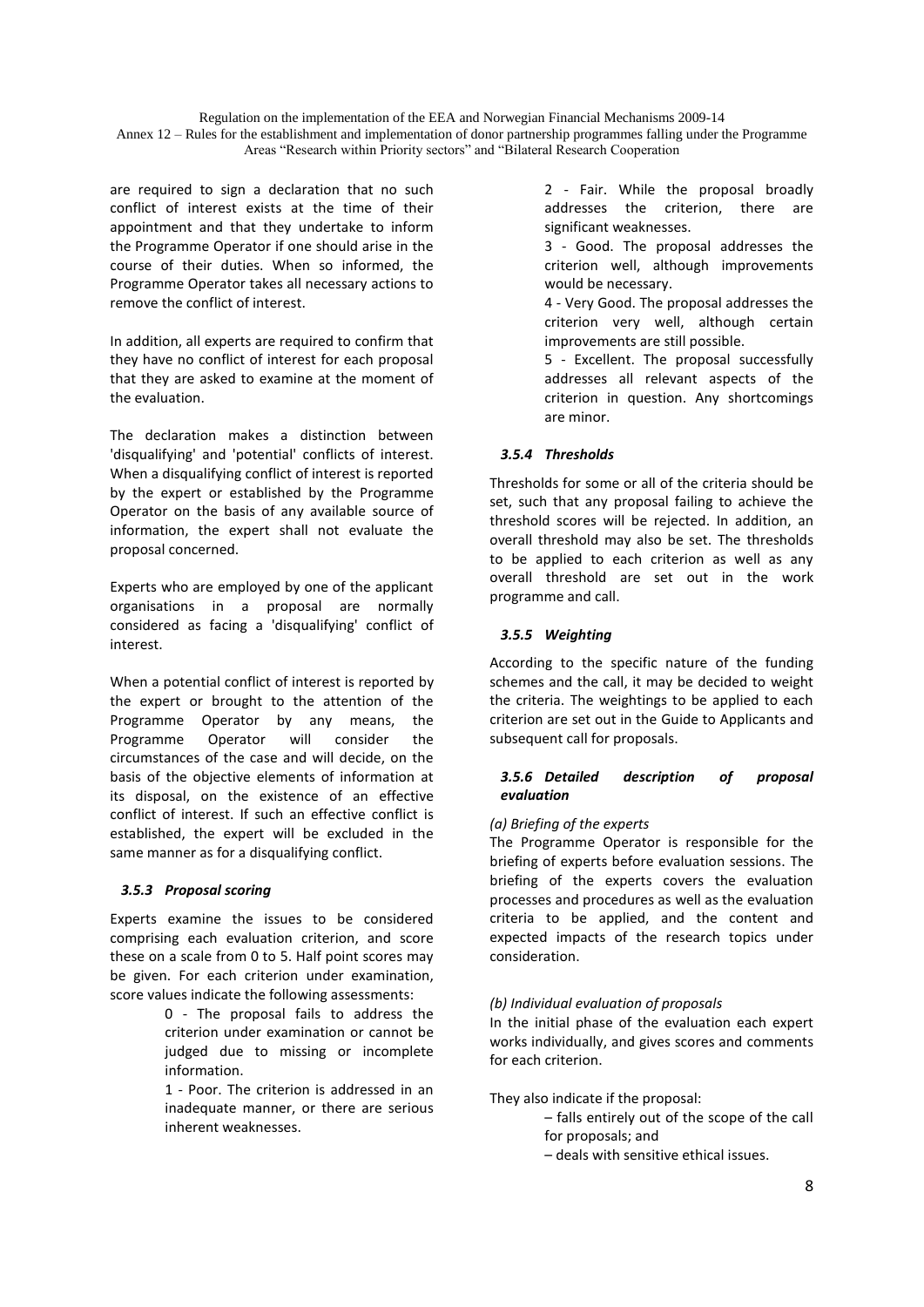are required to sign a declaration that no such conflict of interest exists at the time of their appointment and that they undertake to inform the Programme Operator if one should arise in the course of their duties. When so informed, the Programme Operator takes all necessary actions to remove the conflict of interest.

In addition, all experts are required to confirm that they have no conflict of interest for each proposal that they are asked to examine at the moment of the evaluation.

The declaration makes a distinction between 'disqualifying' and 'potential' conflicts of interest. When a disqualifying conflict of interest is reported by the expert or established by the Programme Operator on the basis of any available source of information, the expert shall not evaluate the proposal concerned.

Experts who are employed by one of the applicant organisations in a proposal are normally considered as facing a 'disqualifying' conflict of interest.

When a potential conflict of interest is reported by the expert or brought to the attention of the Programme Operator by any means, the Programme Operator will consider the circumstances of the case and will decide, on the basis of the objective elements of information at its disposal, on the existence of an effective conflict of interest. If such an effective conflict is established, the expert will be excluded in the same manner as for a disqualifying conflict.

### *3.5.3 Proposal scoring*

Experts examine the issues to be considered comprising each evaluation criterion, and score these on a scale from 0 to 5. Half point scores may be given. For each criterion under examination, score values indicate the following assessments:

> 0 - The proposal fails to address the criterion under examination or cannot be judged due to missing or incomplete information.
>
> 1 - Poor. The criterion is addressed in an inadequate manner, or there are serious inherent weaknesses.
>
> 2 - Fair. While the proposal broadly addresses the criterion, there are significant weaknesses.
>
> 3 - Good. The proposal addresses the criterion well, although improvements would be necessary.
>
> 4 - Very Good. The proposal addresses the criterion very well, although certain improvements are still possible.
>
> 5 - Excellent. The proposal successfully addresses all relevant aspects of the criterion in question. Any shortcomings are minor.

### *3.5.4 Thresholds*

Thresholds for some or all of the criteria should be set, such that any proposal failing to achieve the threshold scores will be rejected. In addition, an overall threshold may also be set. The thresholds to be applied to each criterion as well as any overall threshold are set out in the work programme and call.

### *3.5.5 Weighting*

According to the specific nature of the funding schemes and the call, it may be decided to weight the criteria. The weightings to be applied to each criterion are set out in the Guide to Applicants and subsequent call for proposals.

### *3.5.6 Detailed description of proposal evaluation*

*(a) Briefing of the experts*

The Programme Operator is responsible for the briefing of experts before evaluation sessions. The briefing of the experts covers the evaluation processes and procedures as well as the evaluation criteria to be applied, and the content and expected impacts of the research topics under consideration.

*(b) Individual evaluation of proposals*

In the initial phase of the evaluation each expert works individually, and gives scores and comments for each criterion.

They also indicate if the proposal:

> – falls entirely out of the scope of the call for proposals; and
>
> – deals with sensitive ethical issues.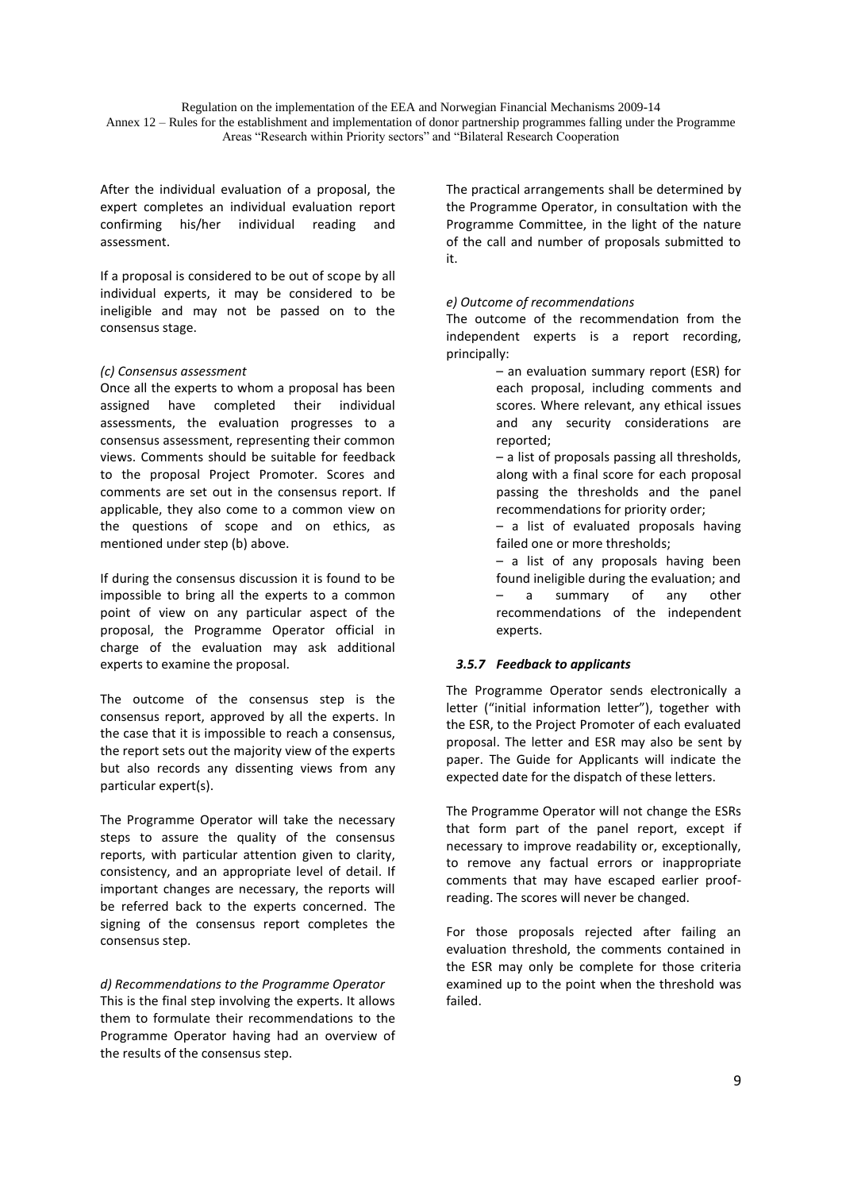After the individual evaluation of a proposal, the expert completes an individual evaluation report confirming his/her individual reading and assessment.

If a proposal is considered to be out of scope by all individual experts, it may be considered to be ineligible and may not be passed on to the consensus stage.

*(c) Consensus assessment*

Once all the experts to whom a proposal has been assigned have completed their individual assessments, the evaluation progresses to a consensus assessment, representing their common views. Comments should be suitable for feedback to the proposal Project Promoter. Scores and comments are set out in the consensus report. If applicable, they also come to a common view on the questions of scope and on ethics, as mentioned under step (b) above.

If during the consensus discussion it is found to be impossible to bring all the experts to a common point of view on any particular aspect of the proposal, the Programme Operator official in charge of the evaluation may ask additional experts to examine the proposal.

The outcome of the consensus step is the consensus report, approved by all the experts. In the case that it is impossible to reach a consensus, the report sets out the majority view of the experts but also records any dissenting views from any particular expert(s).

The Programme Operator will take the necessary steps to assure the quality of the consensus reports, with particular attention given to clarity, consistency, and an appropriate level of detail. If important changes are necessary, the reports will be referred back to the experts concerned. The signing of the consensus report completes the consensus step.

*d) Recommendations to the Programme Operator*

This is the final step involving the experts. It allows them to formulate their recommendations to the Programme Operator having had an overview of the results of the consensus step.

The practical arrangements shall be determined by the Programme Operator, in consultation with the Programme Committee, in the light of the nature of the call and number of proposals submitted to it.

*e) Outcome of recommendations*

The outcome of the recommendation from the independent experts is a report recording, principally:

- – an evaluation summary report (ESR) for each proposal, including comments and scores. Where relevant, any ethical issues and any security considerations are reported;
- – a list of proposals passing all thresholds, along with a final score for each proposal passing the thresholds and the panel recommendations for priority order;
- – a list of evaluated proposals having failed one or more thresholds;
- – a list of any proposals having been found ineligible during the evaluation; and
- – a summary of any other recommendations of the independent experts.

### *3.5.7 Feedback to applicants*

The Programme Operator sends electronically a letter ("initial information letter"), together with the ESR, to the Project Promoter of each evaluated proposal. The letter and ESR may also be sent by paper. The Guide for Applicants will indicate the expected date for the dispatch of these letters.

The Programme Operator will not change the ESRs that form part of the panel report, except if necessary to improve readability or, exceptionally, to remove any factual errors or inappropriate comments that may have escaped earlier proof-reading. The scores will never be changed.

For those proposals rejected after failing an evaluation threshold, the comments contained in the ESR may only be complete for those criteria examined up to the point when the threshold was failed.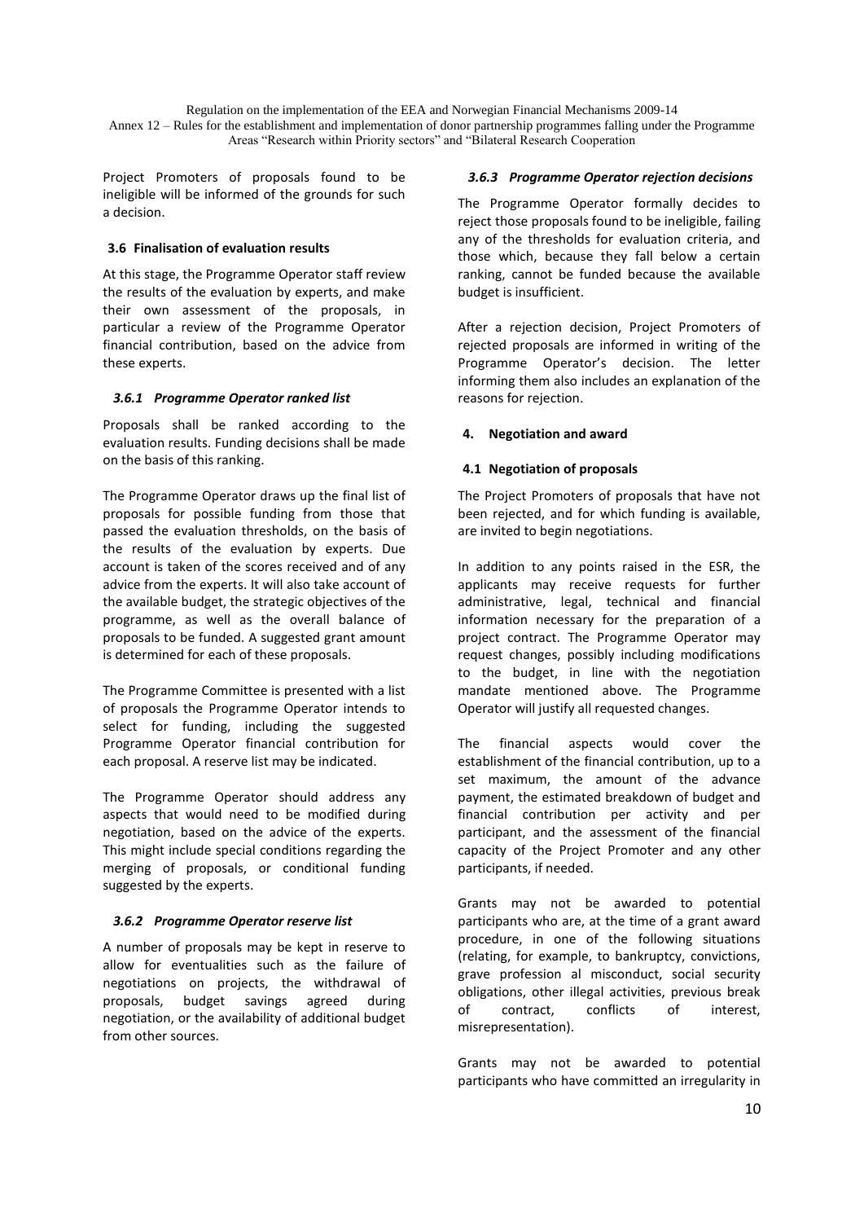Project Promoters of proposals found to be ineligible will be informed of the grounds for such a decision.

### 3.6 Finalisation of evaluation results

At this stage, the Programme Operator staff review the results of the evaluation by experts, and make their own assessment of the proposals, in particular a review of the Programme Operator financial contribution, based on the advice from these experts.

#### *3.6.1 Programme Operator ranked list*

Proposals shall be ranked according to the evaluation results. Funding decisions shall be made on the basis of this ranking.

The Programme Operator draws up the final list of proposals for possible funding from those that passed the evaluation thresholds, on the basis of the results of the evaluation by experts. Due account is taken of the scores received and of any advice from the experts. It will also take account of the available budget, the strategic objectives of the programme, as well as the overall balance of proposals to be funded. A suggested grant amount is determined for each of these proposals.

The Programme Committee is presented with a list of proposals the Programme Operator intends to select for funding, including the suggested Programme Operator financial contribution for each proposal. A reserve list may be indicated.

The Programme Operator should address any aspects that would need to be modified during negotiation, based on the advice of the experts. This might include special conditions regarding the merging of proposals, or conditional funding suggested by the experts.

#### *3.6.2 Programme Operator reserve list*

A number of proposals may be kept in reserve to allow for eventualities such as the failure of negotiations on projects, the withdrawal of proposals, budget savings agreed during negotiation, or the availability of additional budget from other sources.

#### *3.6.3 Programme Operator rejection decisions*

The Programme Operator formally decides to reject those proposals found to be ineligible, failing any of the thresholds for evaluation criteria, and those which, because they fall below a certain ranking, cannot be funded because the available budget is insufficient.

After a rejection decision, Project Promoters of rejected proposals are informed in writing of the Programme Operator's decision. The letter informing them also includes an explanation of the reasons for rejection.

## 4. Negotiation and award

### 4.1 Negotiation of proposals

The Project Promoters of proposals that have not been rejected, and for which funding is available, are invited to begin negotiations.

In addition to any points raised in the ESR, the applicants may receive requests for further administrative, legal, technical and financial information necessary for the preparation of a project contract. The Programme Operator may request changes, possibly including modifications to the budget, in line with the negotiation mandate mentioned above. The Programme Operator will justify all requested changes.

The financial aspects would cover the establishment of the financial contribution, up to a set maximum, the amount of the advance payment, the estimated breakdown of budget and financial contribution per activity and per participant, and the assessment of the financial capacity of the Project Promoter and any other participants, if needed.

Grants may not be awarded to potential participants who are, at the time of a grant award procedure, in one of the following situations (relating, for example, to bankruptcy, convictions, grave profession al misconduct, social security obligations, other illegal activities, previous break of contract, conflicts of interest, misrepresentation).

Grants may not be awarded to potential participants who have committed an irregularity in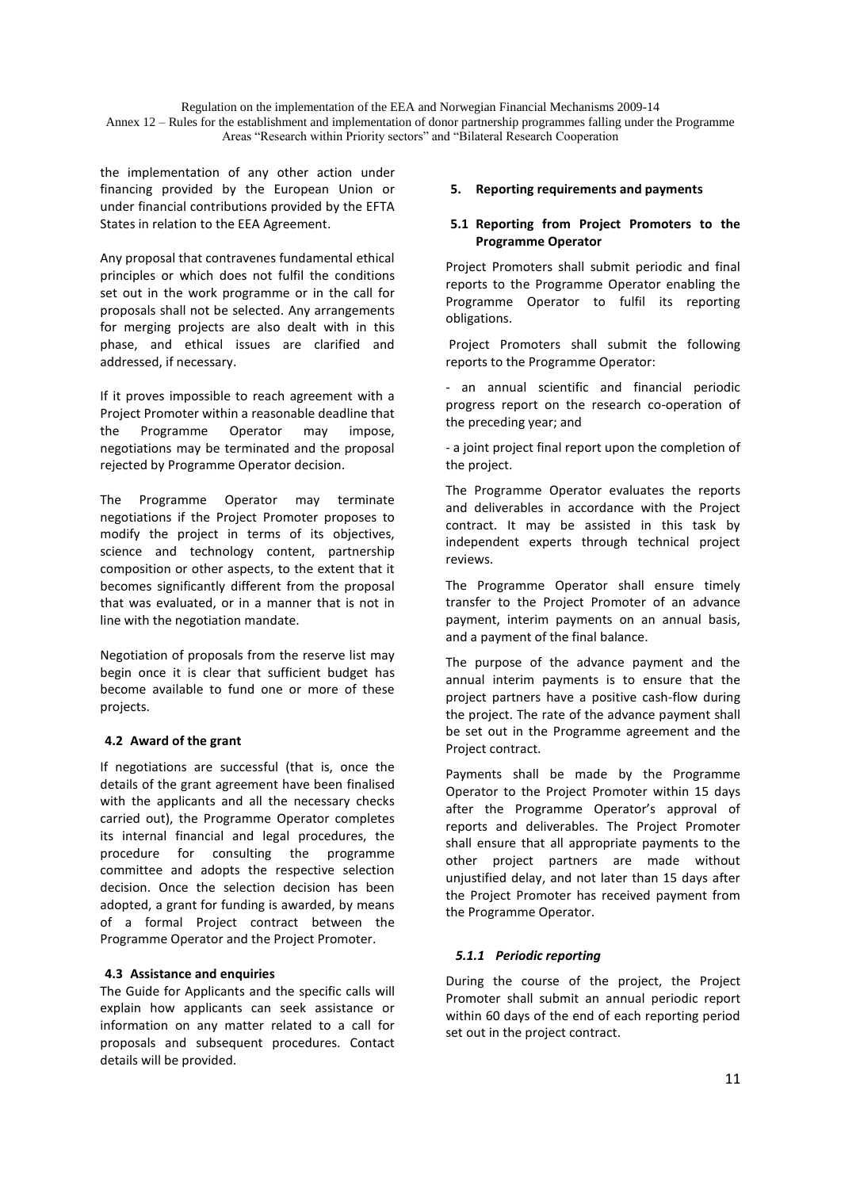the implementation of any other action under financing provided by the European Union or under financial contributions provided by the EFTA States in relation to the EEA Agreement.

Any proposal that contravenes fundamental ethical principles or which does not fulfil the conditions set out in the work programme or in the call for proposals shall not be selected. Any arrangements for merging projects are also dealt with in this phase, and ethical issues are clarified and addressed, if necessary.

If it proves impossible to reach agreement with a Project Promoter within a reasonable deadline that the Programme Operator may impose, negotiations may be terminated and the proposal rejected by Programme Operator decision.

The Programme Operator may terminate negotiations if the Project Promoter proposes to modify the project in terms of its objectives, science and technology content, partnership composition or other aspects, to the extent that it becomes significantly different from the proposal that was evaluated, or in a manner that is not in line with the negotiation mandate.

Negotiation of proposals from the reserve list may begin once it is clear that sufficient budget has become available to fund one or more of these projects.

### 4.2 Award of the grant

If negotiations are successful (that is, once the details of the grant agreement have been finalised with the applicants and all the necessary checks carried out), the Programme Operator completes its internal financial and legal procedures, the procedure for consulting the programme committee and adopts the respective selection decision. Once the selection decision has been adopted, a grant for funding is awarded, by means of a formal Project contract between the Programme Operator and the Project Promoter.

### 4.3 Assistance and enquiries

The Guide for Applicants and the specific calls will explain how applicants can seek assistance or information on any matter related to a call for proposals and subsequent procedures. Contact details will be provided.

## 5. Reporting requirements and payments

### 5.1 Reporting from Project Promoters to the Programme Operator

Project Promoters shall submit periodic and final reports to the Programme Operator enabling the Programme Operator to fulfil its reporting obligations.

Project Promoters shall submit the following reports to the Programme Operator:

- an annual scientific and financial periodic progress report on the research co-operation of the preceding year; and

- a joint project final report upon the completion of the project.

The Programme Operator evaluates the reports and deliverables in accordance with the Project contract. It may be assisted in this task by independent experts through technical project reviews.

The Programme Operator shall ensure timely transfer to the Project Promoter of an advance payment, interim payments on an annual basis, and a payment of the final balance.

The purpose of the advance payment and the annual interim payments is to ensure that the project partners have a positive cash-flow during the project. The rate of the advance payment shall be set out in the Programme agreement and the Project contract.

Payments shall be made by the Programme Operator to the Project Promoter within 15 days after the Programme Operator's approval of reports and deliverables. The Project Promoter shall ensure that all appropriate payments to the other project partners are made without unjustified delay, and not later than 15 days after the Project Promoter has received payment from the Programme Operator.

#### *5.1.1 Periodic reporting*

During the course of the project, the Project Promoter shall submit an annual periodic report within 60 days of the end of each reporting period set out in the project contract.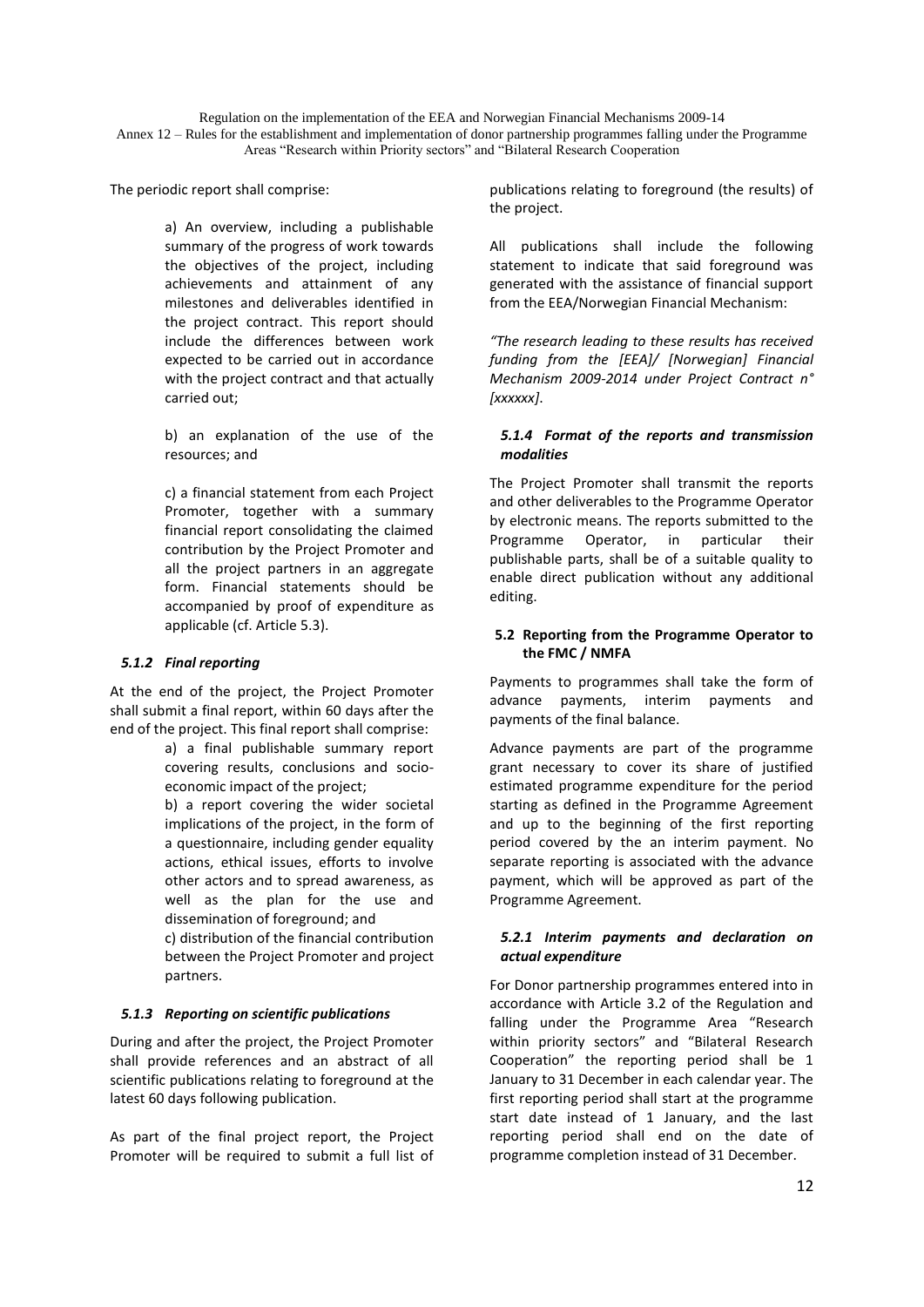The periodic report shall comprise:

> a) An overview, including a publishable summary of the progress of work towards the objectives of the project, including achievements and attainment of any milestones and deliverables identified in the project contract. This report should include the differences between work expected to be carried out in accordance with the project contract and that actually carried out;
>
> b) an explanation of the use of the resources; and
>
> c) a financial statement from each Project Promoter, together with a summary financial report consolidating the claimed contribution by the Project Promoter and all the project partners in an aggregate form. Financial statements should be accompanied by proof of expenditure as applicable (cf. Article 5.3).

### *5.1.2 Final reporting*

At the end of the project, the Project Promoter shall submit a final report, within 60 days after the end of the project. This final report shall comprise:

> a) a final publishable summary report covering results, conclusions and socio-economic impact of the project;
> b) a report covering the wider societal implications of the project, in the form of a questionnaire, including gender equality actions, ethical issues, efforts to involve other actors and to spread awareness, as well as the plan for the use and dissemination of foreground; and
> c) distribution of the financial contribution between the Project Promoter and project partners.

### *5.1.3 Reporting on scientific publications*

During and after the project, the Project Promoter shall provide references and an abstract of all scientific publications relating to foreground at the latest 60 days following publication.

As part of the final project report, the Project Promoter will be required to submit a full list of publications relating to foreground (the results) of the project.

All publications shall include the following statement to indicate that said foreground was generated with the assistance of financial support from the EEA/Norwegian Financial Mechanism:

*"The research leading to these results has received funding from the [EEA]/ [Norwegian] Financial Mechanism 2009-2014 under Project Contract n° [xxxxxx]*.

### *5.1.4 Format of the reports and transmission modalities*

The Project Promoter shall transmit the reports and other deliverables to the Programme Operator by electronic means. The reports submitted to the Programme Operator, in particular their publishable parts, shall be of a suitable quality to enable direct publication without any additional editing.

## 5.2 Reporting from the Programme Operator to the FMC / NMFA

Payments to programmes shall take the form of advance payments, interim payments and payments of the final balance.

Advance payments are part of the programme grant necessary to cover its share of justified estimated programme expenditure for the period starting as defined in the Programme Agreement and up to the beginning of the first reporting period covered by the an interim payment. No separate reporting is associated with the advance payment, which will be approved as part of the Programme Agreement.

### *5.2.1 Interim payments and declaration on actual expenditure*

For Donor partnership programmes entered into in accordance with Article 3.2 of the Regulation and falling under the Programme Area "Research within priority sectors" and "Bilateral Research Cooperation" the reporting period shall be 1 January to 31 December in each calendar year. The first reporting period shall start at the programme start date instead of 1 January, and the last reporting period shall end on the date of programme completion instead of 31 December.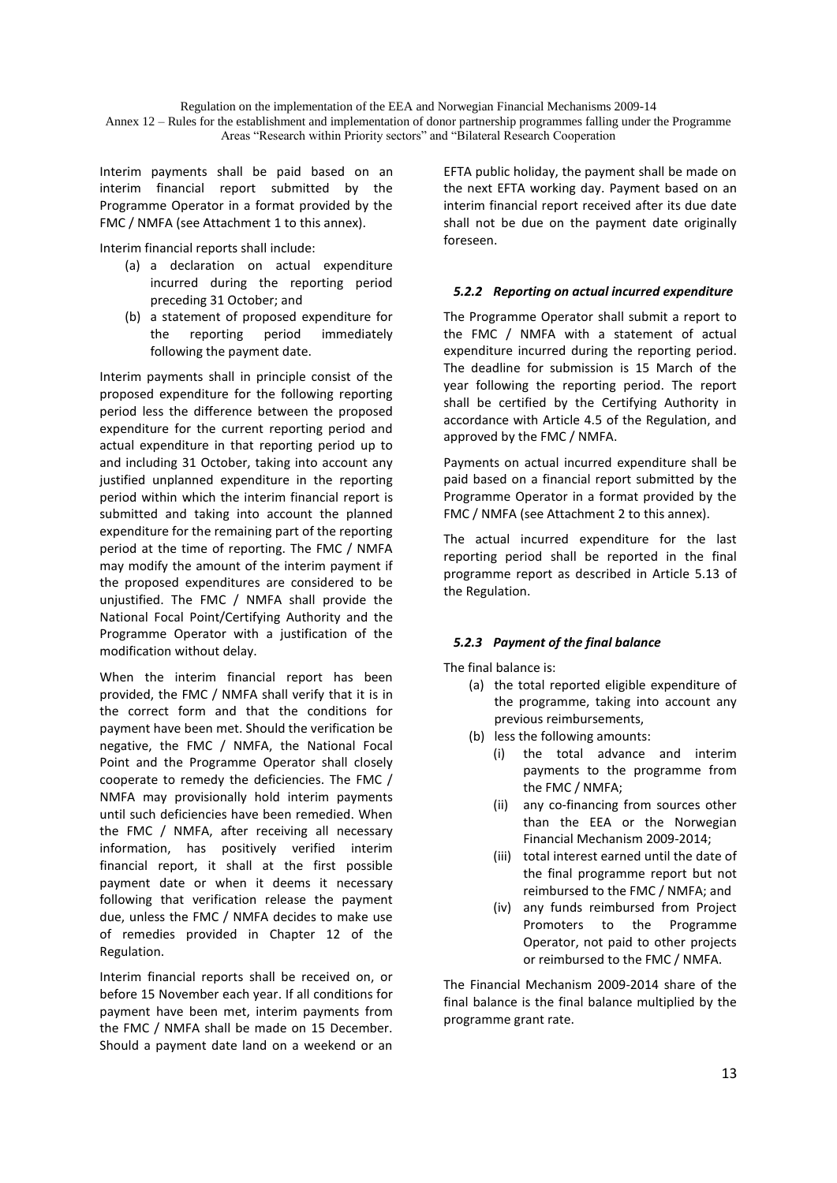Interim payments shall be paid based on an interim financial report submitted by the Programme Operator in a format provided by the FMC / NMFA (see Attachment 1 to this annex).

Interim financial reports shall include:

(a) a declaration on actual expenditure incurred during the reporting period preceding 31 October; and

(b) a statement of proposed expenditure for the reporting period immediately following the payment date.

Interim payments shall in principle consist of the proposed expenditure for the following reporting period less the difference between the proposed expenditure for the current reporting period and actual expenditure in that reporting period up to and including 31 October, taking into account any justified unplanned expenditure in the reporting period within which the interim financial report is submitted and taking into account the planned expenditure for the remaining part of the reporting period at the time of reporting. The FMC / NMFA may modify the amount of the interim payment if the proposed expenditures are considered to be unjustified. The FMC / NMFA shall provide the National Focal Point/Certifying Authority and the Programme Operator with a justification of the modification without delay.

When the interim financial report has been provided, the FMC / NMFA shall verify that it is in the correct form and that the conditions for payment have been met. Should the verification be negative, the FMC / NMFA, the National Focal Point and the Programme Operator shall closely cooperate to remedy the deficiencies. The FMC / NMFA may provisionally hold interim payments until such deficiencies have been remedied. When the FMC / NMFA, after receiving all necessary information, has positively verified interim financial report, it shall at the first possible payment date or when it deems it necessary following that verification release the payment due, unless the FMC / NMFA decides to make use of remedies provided in Chapter 12 of the Regulation.

Interim financial reports shall be received on, or before 15 November each year. If all conditions for payment have been met, interim payments from the FMC / NMFA shall be made on 15 December. Should a payment date land on a weekend or an EFTA public holiday, the payment shall be made on the next EFTA working day. Payment based on an interim financial report received after its due date shall not be due on the payment date originally foreseen.

### *5.2.2 Reporting on actual incurred expenditure*

The Programme Operator shall submit a report to the FMC / NMFA with a statement of actual expenditure incurred during the reporting period. The deadline for submission is 15 March of the year following the reporting period. The report shall be certified by the Certifying Authority in accordance with Article 4.5 of the Regulation, and approved by the FMC / NMFA.

Payments on actual incurred expenditure shall be paid based on a financial report submitted by the Programme Operator in a format provided by the FMC / NMFA (see Attachment 2 to this annex).

The actual incurred expenditure for the last reporting period shall be reported in the final programme report as described in Article 5.13 of the Regulation.

### *5.2.3 Payment of the final balance*

The final balance is:

(a) the total reported eligible expenditure of the programme, taking into account any previous reimbursements,

(b) less the following amounts:

   (i) the total advance and interim payments to the programme from the FMC / NMFA;

   (ii) any co-financing from sources other than the EEA or the Norwegian Financial Mechanism 2009-2014;

   (iii) total interest earned until the date of the final programme report but not reimbursed to the FMC / NMFA; and

   (iv) any funds reimbursed from Project Promoters to the Programme Operator, not paid to other projects or reimbursed to the FMC / NMFA.

The Financial Mechanism 2009-2014 share of the final balance is the final balance multiplied by the programme grant rate.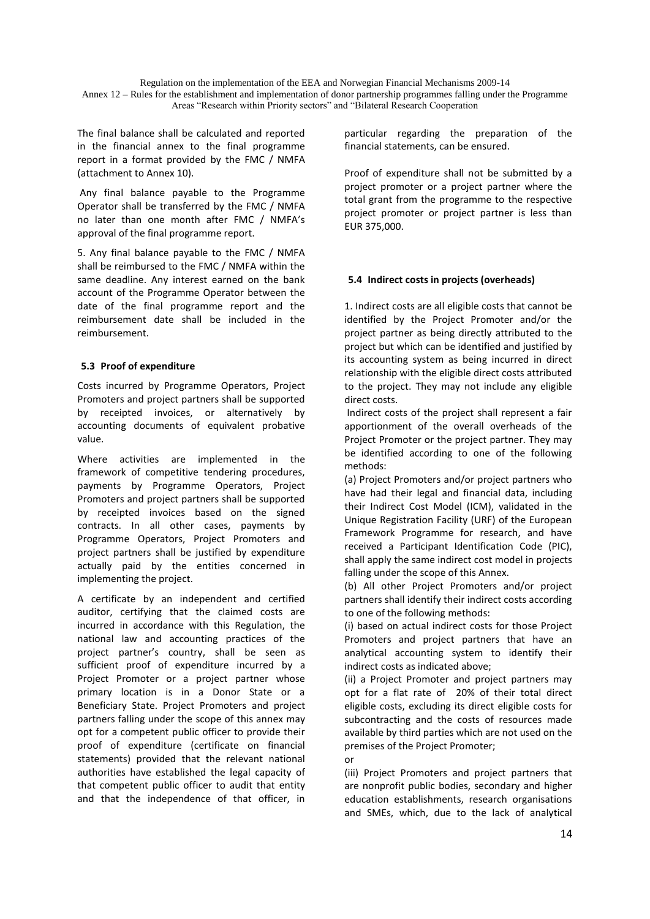The final balance shall be calculated and reported in the financial annex to the final programme report in a format provided by the FMC / NMFA (attachment to Annex 10).

Any final balance payable to the Programme Operator shall be transferred by the FMC / NMFA no later than one month after FMC / NMFA's approval of the final programme report.

5. Any final balance payable to the FMC / NMFA shall be reimbursed to the FMC / NMFA within the same deadline. Any interest earned on the bank account of the Programme Operator between the date of the final programme report and the reimbursement date shall be included in the reimbursement.

### 5.3 Proof of expenditure

Costs incurred by Programme Operators, Project Promoters and project partners shall be supported by receipted invoices, or alternatively by accounting documents of equivalent probative value.

Where activities are implemented in the framework of competitive tendering procedures, payments by Programme Operators, Project Promoters and project partners shall be supported by receipted invoices based on the signed contracts. In all other cases, payments by Programme Operators, Project Promoters and project partners shall be justified by expenditure actually paid by the entities concerned in implementing the project.

A certificate by an independent and certified auditor, certifying that the claimed costs are incurred in accordance with this Regulation, the national law and accounting practices of the project partner's country, shall be seen as sufficient proof of expenditure incurred by a Project Promoter or a project partner whose primary location is in a Donor State or a Beneficiary State. Project Promoters and project partners falling under the scope of this annex may opt for a competent public officer to provide their proof of expenditure (certificate on financial statements) provided that the relevant national authorities have established the legal capacity of that competent public officer to audit that entity and that the independence of that officer, in particular regarding the preparation of the financial statements, can be ensured.

Proof of expenditure shall not be submitted by a project promoter or a project partner where the total grant from the programme to the respective project promoter or project partner is less than EUR 375,000.

### 5.4 Indirect costs in projects (overheads)

1. Indirect costs are all eligible costs that cannot be identified by the Project Promoter and/or the project partner as being directly attributed to the project but which can be identified and justified by its accounting system as being incurred in direct relationship with the eligible direct costs attributed to the project. They may not include any eligible direct costs.

Indirect costs of the project shall represent a fair apportionment of the overall overheads of the Project Promoter or the project partner. They may be identified according to one of the following methods:

(a) Project Promoters and/or project partners who have had their legal and financial data, including their Indirect Cost Model (ICM), validated in the Unique Registration Facility (URF) of the European Framework Programme for research, and have received a Participant Identification Code (PIC), shall apply the same indirect cost model in projects falling under the scope of this Annex.

(b) All other Project Promoters and/or project partners shall identify their indirect costs according to one of the following methods:

(i) based on actual indirect costs for those Project Promoters and project partners that have an analytical accounting system to identify their indirect costs as indicated above;

(ii) a Project Promoter and project partners may opt for a flat rate of 20% of their total direct eligible costs, excluding its direct eligible costs for subcontracting and the costs of resources made available by third parties which are not used on the premises of the Project Promoter;

or

(iii) Project Promoters and project partners that are nonprofit public bodies, secondary and higher education establishments, research organisations and SMEs, which, due to the lack of analytical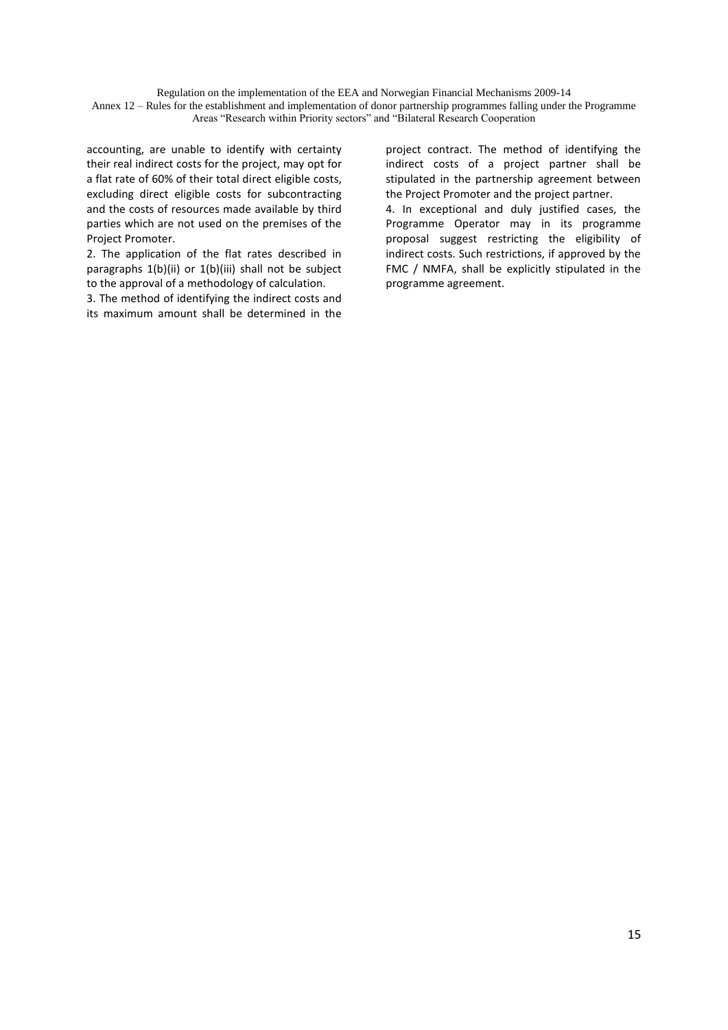accounting, are unable to identify with certainty their real indirect costs for the project, may opt for a flat rate of 60% of their total direct eligible costs, excluding direct eligible costs for subcontracting and the costs of resources made available by third parties which are not used on the premises of the Project Promoter.

2. The application of the flat rates described in paragraphs 1(b)(ii) or 1(b)(iii) shall not be subject to the approval of a methodology of calculation.

3. The method of identifying the indirect costs and its maximum amount shall be determined in the project contract. The method of identifying the indirect costs of a project partner shall be stipulated in the partnership agreement between the Project Promoter and the project partner.

4. In exceptional and duly justified cases, the Programme Operator may in its programme proposal suggest restricting the eligibility of indirect costs. Such restrictions, if approved by the FMC / NMFA, shall be explicitly stipulated in the programme agreement.